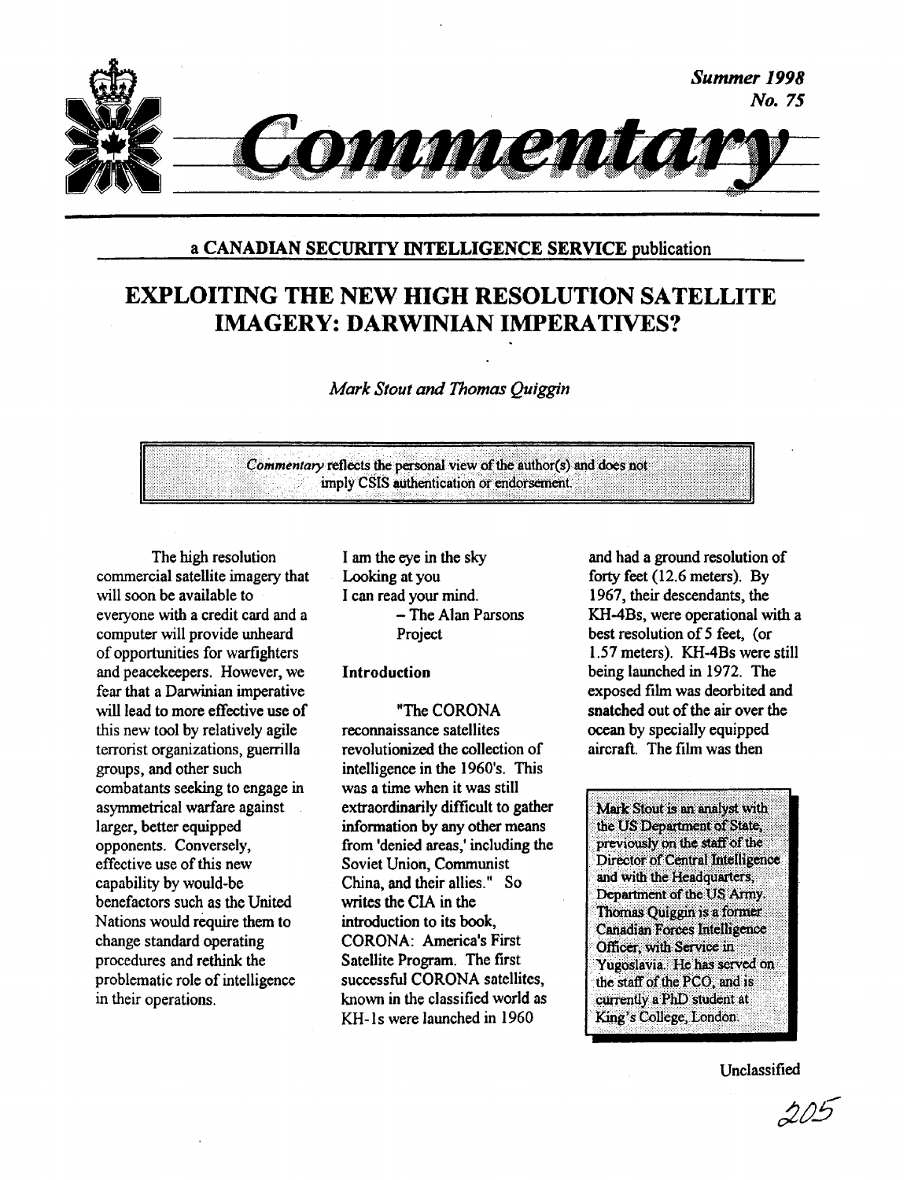Summer 1998
No. 75

# Commentary

a CANADIAN SECURITY INTELLIGENCE SERVICE publication

## EXPLOITING THE NEW HIGH RESOLUTION SATELLITE IMAGERY: DARWINIAN IMPERATIVES?

*Mark Stout and Thomas Quiggin*

> *Commentary* reflects the personal view of the author(s) and does not imply CSIS authentication or endorsement.

The high resolution commercial satellite imagery that will soon be available to everyone with a credit card and a computer will provide unheard of opportunities for warfighters and peacekeepers. However, we fear that a Darwinian imperative will lead to more effective use of this new tool by relatively agile terrorist organizations, guerrilla groups, and other such combatants seeking to engage in asymmetrical warfare against larger, better equipped opponents. Conversely, effective use of this new capability by would-be benefactors such as the United Nations would require them to change standard operating procedures and rethink the problematic role of intelligence in their operations.

I am the eye in the sky
Looking at you
I can read your mind.
– The Alan Parsons Project

**Introduction**

"The CORONA reconnaissance satellites revolutionized the collection of intelligence in the 1960's. This was a time when it was still extraordinarily difficult to gather information by any other means from 'denied areas,' including the Soviet Union, Communist China, and their allies." So writes the CIA in the introduction to its book, CORONA: America's First Satellite Program. The first successful CORONA satellites, known in the classified world as KH-1s were launched in 1960 and had a ground resolution of forty feet (12.6 meters). By 1967, their descendants, the KH-4Bs, were operational with a best resolution of 5 feet, (or 1.57 meters). KH-4Bs were still being launched in 1972. The exposed film was deorbited and snatched out of the air over the ocean by specially equipped aircraft. The film was then

> Mark Stout is an analyst with the US Department of State, previously on the staff of the Director of Central Intelligence and with the Headquarters, Department of the US Army. Thomas Quiggin is a former Canadian Forces Intelligence Officer, with Service in Yugoslavia. He has served on the staff of the PCO, and is currently a PhD student at King's College, London.

Unclassified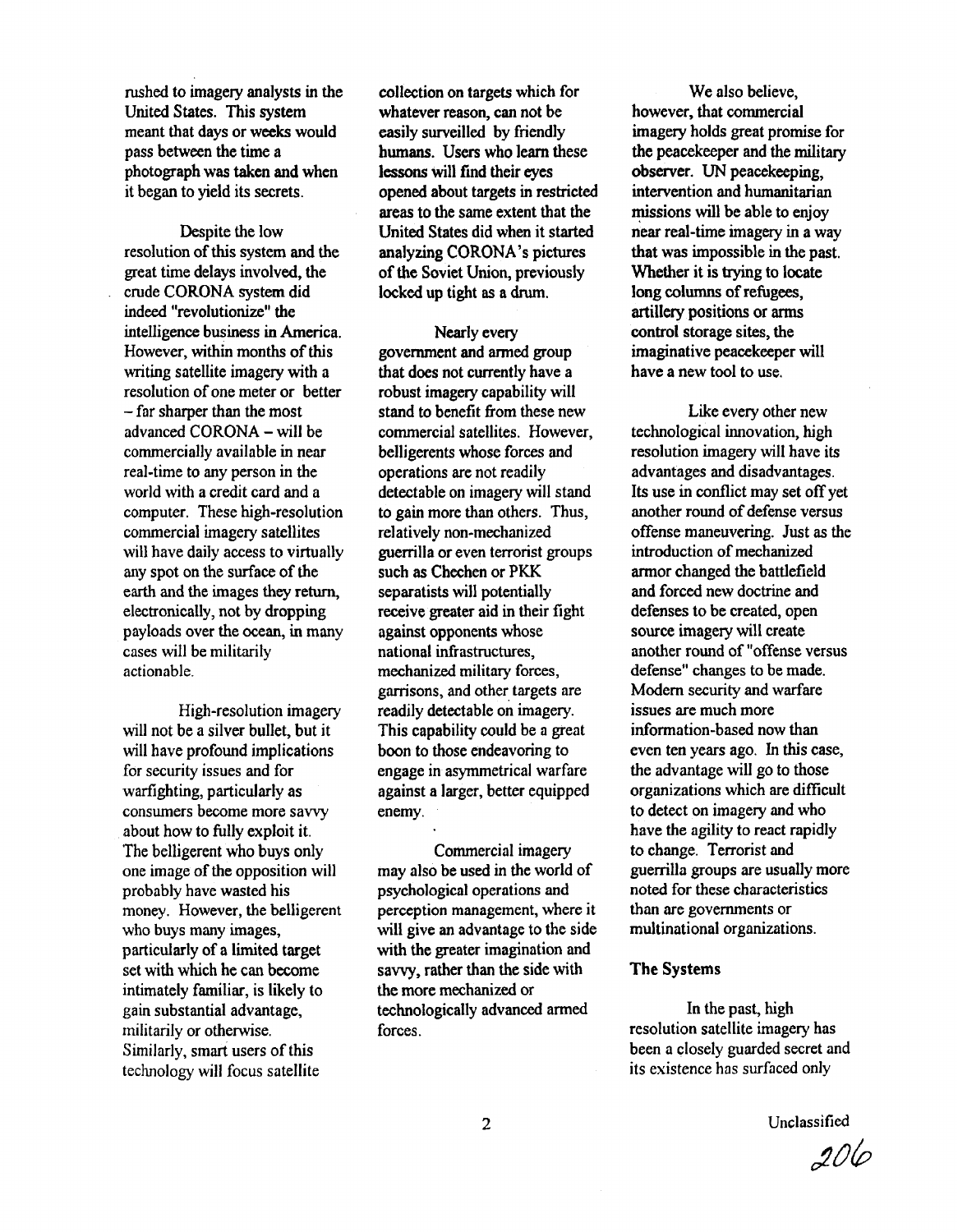rushed to imagery analysts in the United States. This system meant that days or weeks would pass between the time a photograph was taken and when it began to yield its secrets.

Despite the low resolution of this system and the great time delays involved, the crude CORONA system did indeed "revolutionize" the intelligence business in America. However, within months of this writing satellite imagery with a resolution of one meter or better – far sharper than the most advanced CORONA – will be commercially available in near real-time to any person in the world with a credit card and a computer. These high-resolution commercial imagery satellites will have daily access to virtually any spot on the surface of the earth and the images they return, electronically, not by dropping payloads over the ocean, in many cases will be militarily actionable.

High-resolution imagery will not be a silver bullet, but it will have profound implications for security issues and for warfighting, particularly as consumers become more savvy about how to fully exploit it. The belligerent who buys only one image of the opposition will probably have wasted his money. However, the belligerent who buys many images, particularly of a limited target set with which he can become intimately familiar, is likely to gain substantial advantage, militarily or otherwise. Similarly, smart users of this technology will focus satellite collection on targets which for whatever reason, can not be easily surveilled by friendly humans. Users who learn these lessons will find their eyes opened about targets in restricted areas to the same extent that the United States did when it started analyzing CORONA's pictures of the Soviet Union, previously locked up tight as a drum.

Nearly every government and armed group that does not currently have a robust imagery capability will stand to benefit from these new commercial satellites. However, belligerents whose forces and operations are not readily detectable on imagery will stand to gain more than others. Thus, relatively non-mechanized guerrilla or even terrorist groups such as Chechen or PKK separatists will potentially receive greater aid in their fight against opponents whose national infrastructures, mechanized military forces, garrisons, and other targets are readily detectable on imagery. This capability could be a great boon to those endeavoring to engage in asymmetrical warfare against a larger, better equipped enemy.

Commercial imagery may also be used in the world of psychological operations and perception management, where it will give an advantage to the side with the greater imagination and savvy, rather than the side with the more mechanized or technologically advanced armed forces.

We also believe, however, that commercial imagery holds great promise for the peacekeeper and the military observer. UN peacekeeping, intervention and humanitarian missions will be able to enjoy near real-time imagery in a way that was impossible in the past. Whether it is trying to locate long columns of refugees, artillery positions or arms control storage sites, the imaginative peacekeeper will have a new tool to use.

Like every other new technological innovation, high resolution imagery will have its advantages and disadvantages. Its use in conflict may set off yet another round of defense versus offense maneuvering. Just as the introduction of mechanized armor changed the battlefield and forced new doctrine and defenses to be created, open source imagery will create another round of "offense versus defense" changes to be made. Modern security and warfare issues are much more information-based now than even ten years ago. In this case, the advantage will go to those organizations which are difficult to detect on imagery and who have the agility to react rapidly to change. Terrorist and guerrilla groups are usually more noted for these characteristics than are governments or multinational organizations.

### The Systems

In the past, high resolution satellite imagery has been a closely guarded secret and its existence has surfaced only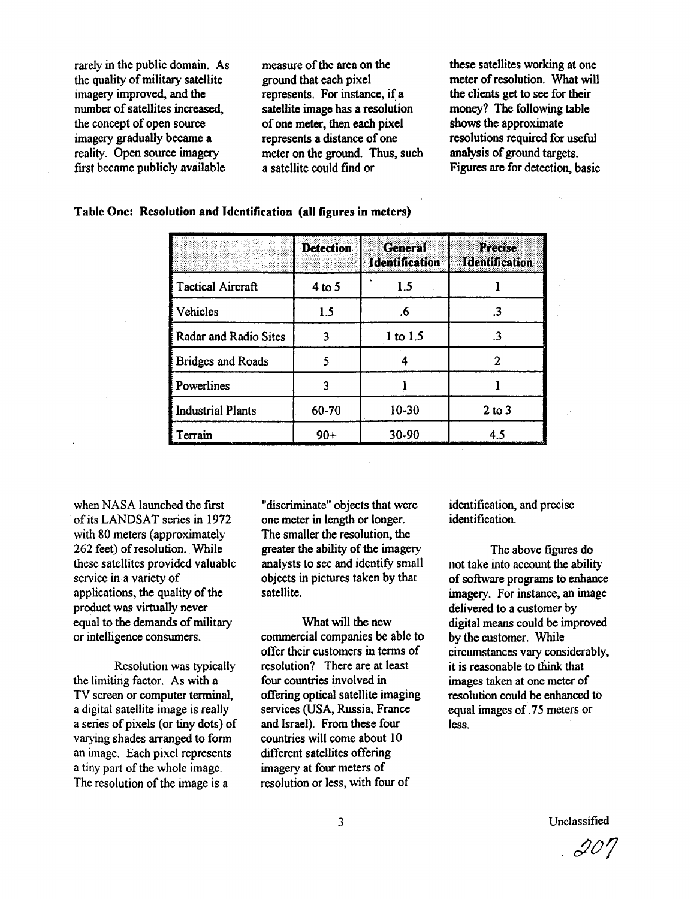rarely in the public domain. As the quality of military satellite imagery improved, and the number of satellites increased, the concept of open source imagery gradually became a reality. Open source imagery first became publicly available when NASA launched the first of its LANDSAT series in 1972 with 80 meters (approximately 262 feet) of resolution. While these satellites provided valuable service in a variety of applications, the quality of the product was virtually never equal to the demands of military or intelligence consumers.

Resolution was typically the limiting factor. As with a TV screen or computer terminal, a digital satellite image is really a series of pixels (or tiny dots) of varying shades arranged to form an image. Each pixel represents a tiny part of the whole image. The resolution of the image is a measure of the area on the ground that each pixel represents. For instance, if a satellite image has a resolution of one meter, then each pixel represents a distance of one meter on the ground. Thus, such a satellite could find or "discriminate" objects that were one meter in length or longer. The smaller the resolution, the greater the ability of the imagery analysts to see and identify small objects in pictures taken by that satellite.

What will the new commercial companies be able to offer their customers in terms of resolution? There are at least four countries involved in offering optical satellite imaging services (USA, Russia, France and Israel). From these four countries will come about 10 different satellites offering imagery at four meters of resolution or less, with four of these satellites working at one meter of resolution. What will the clients get to see for their money? The following table shows the approximate resolutions required for useful analysis of ground targets. Figures are for detection, basic identification, and precise identification.

**Table One: Resolution and Identification (all figures in meters)**

| | Detection | General Identification | Precise Identification |
|---|---|---|---|
| Tactical Aircraft | 4 to 5 | 1.5 | 1 |
| Vehicles | 1.5 | .6 | .3 |
| Radar and Radio Sites | 3 | 1 to 1.5 | .3 |
| Bridges and Roads | 5 | 4 | 2 |
| Powerlines | 3 | 1 | 1 |
| Industrial Plants | 60-70 | 10-30 | 2 to 3 |
| Terrain | 90+ | 30-90 | 4.5 |

The above figures do not take into account the ability of software programs to enhance imagery. For instance, an image delivered to a customer by digital means could be improved by the customer. While circumstances vary considerably, it is reasonable to think that images taken at one meter of resolution could be enhanced to equal images of .75 meters or less.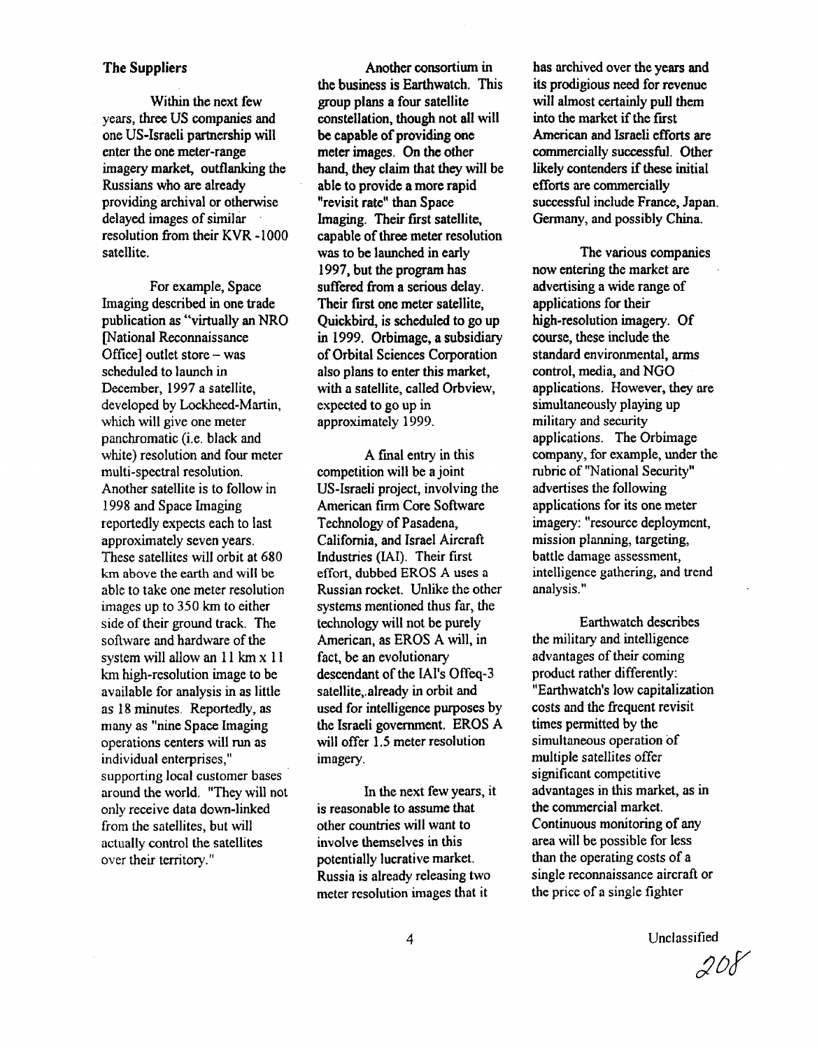## The Suppliers

Within the next few years, three US companies and one US-Israeli partnership will enter the one meter-range imagery market, outflanking the Russians who are already providing archival or otherwise delayed images of similar resolution from their KVR -1000 satellite.

For example, Space Imaging described in one trade publication as "virtually an NRO [National Reconnaissance Office] outlet store – was scheduled to launch in December, 1997 a satellite, developed by Lockheed-Martin, which will give one meter panchromatic (i.e. black and white) resolution and four meter multi-spectral resolution. Another satellite is to follow in 1998 and Space Imaging reportedly expects each to last approximately seven years. These satellites will orbit at 680 km above the earth and will be able to take one meter resolution images up to 350 km to either side of their ground track. The software and hardware of the system will allow an 11 km x 11 km high-resolution image to be available for analysis in as little as 18 minutes. Reportedly, as many as "nine Space Imaging operations centers will run as individual enterprises," supporting local customer bases around the world. "They will not only receive data down-linked from the satellites, but will actually control the satellites over their territory."

Another consortium in the business is Earthwatch. This group plans a four satellite constellation, though not all will be capable of providing one meter images. On the other hand, they claim that they will be able to provide a more rapid "revisit rate" than Space Imaging. Their first satellite, capable of three meter resolution was to be launched in early 1997, but the program has suffered from a serious delay. Their first one meter satellite, Quickbird, is scheduled to go up in 1999. Orbimage, a subsidiary of Orbital Sciences Corporation also plans to enter this market, with a satellite, called Orbview, expected to go up in approximately 1999.

A final entry in this competition will be a joint US-Israeli project, involving the American firm Core Software Technology of Pasadena, California, and Israel Aircraft Industries (IAI). Their first effort, dubbed EROS A uses a Russian rocket. Unlike the other systems mentioned thus far, the technology will not be purely American, as EROS A will, in fact, be an evolutionary descendant of the IAI's Offeq-3 satellite, already in orbit and used for intelligence purposes by the Israeli government. EROS A will offer 1.5 meter resolution imagery.

In the next few years, it is reasonable to assume that other countries will want to involve themselves in this potentially lucrative market. Russia is already releasing two meter resolution images that it has archived over the years and its prodigious need for revenue will almost certainly pull them into the market if the first American and Israeli efforts are commercially successful. Other likely contenders if these initial efforts are commercially successful include France, Japan. Germany, and possibly China.

The various companies now entering the market are advertising a wide range of applications for their high-resolution imagery. Of course, these include the standard environmental, arms control, media, and NGO applications. However, they are simultaneously playing up military and security applications. The Orbimage company, for example, under the rubric of "National Security" advertises the following applications for its one meter imagery: "resource deployment, mission planning, targeting, battle damage assessment, intelligence gathering, and trend analysis."

Earthwatch describes the military and intelligence advantages of their coming product rather differently: "Earthwatch's low capitalization costs and the frequent revisit times permitted by the simultaneous operation of multiple satellites offer significant competitive advantages in this market, as in the commercial market. Continuous monitoring of any area will be possible for less than the operating costs of a single reconnaissance aircraft or the price of a single fighter

Unclassified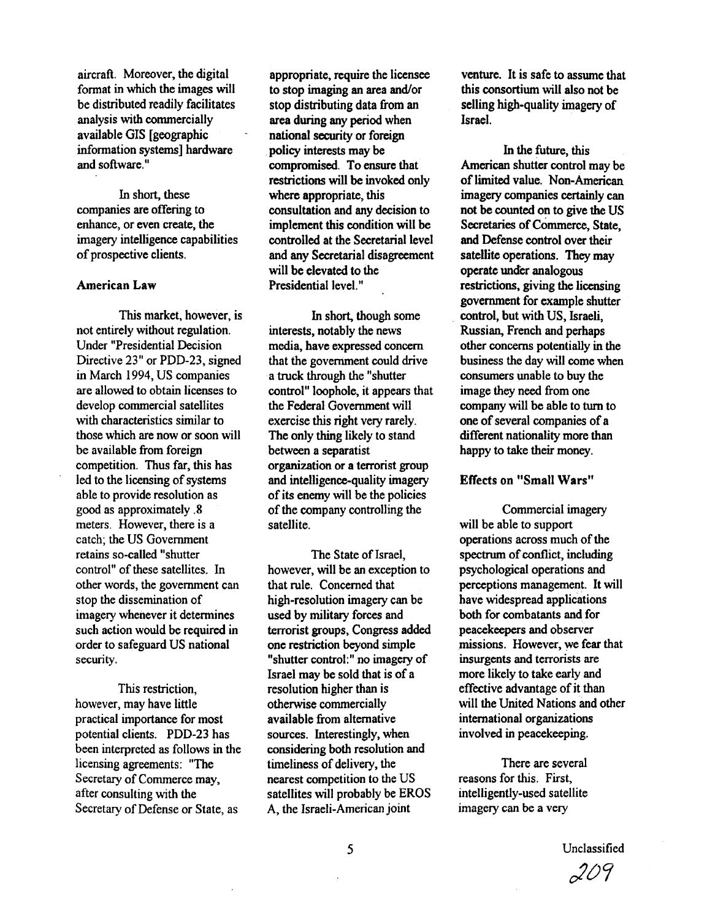aircraft. Moreover, the digital format in which the images will be distributed readily facilitates analysis with commercially available GIS [geographic information systems] hardware and software."

In short, these companies are offering to enhance, or even create, the imagery intelligence capabilities of prospective clients.

### American Law

This market, however, is not entirely without regulation. Under "Presidential Decision Directive 23" or PDD-23, signed in March 1994, US companies are allowed to obtain licenses to develop commercial satellites with characteristics similar to those which are now or soon will be available from foreign competition. Thus far, this has led to the licensing of systems able to provide resolution as good as approximately .8 meters. However, there is a catch; the US Government retains so-called "shutter control" of these satellites. In other words, the government can stop the dissemination of imagery whenever it determines such action would be required in order to safeguard US national security.

This restriction, however, may have little practical importance for most potential clients. PDD-23 has been interpreted as follows in the licensing agreements: "The Secretary of Commerce may, after consulting with the Secretary of Defense or State, as appropriate, require the licensee to stop imaging an area and/or stop distributing data from an area during any period when national security or foreign policy interests may be compromised. To ensure that restrictions will be invoked only where appropriate, this consultation and any decision to implement this condition will be controlled at the Secretarial level and any Secretarial disagreement will be elevated to the Presidential level."

In short, though some interests, notably the news media, have expressed concern that the government could drive a truck through the "shutter control" loophole, it appears that the Federal Government will exercise this right very rarely. The only thing likely to stand between a separatist organization or a terrorist group and intelligence-quality imagery of its enemy will be the policies of the company controlling the satellite.

The State of Israel, however, will be an exception to that rule. Concerned that high-resolution imagery can be used by military forces and terrorist groups, Congress added one restriction beyond simple "shutter control:" no imagery of Israel may be sold that is of a resolution higher than is otherwise commercially available from alternative sources. Interestingly, when considering both resolution and timeliness of delivery, the nearest competition to the US satellites will probably be EROS A, the Israeli-American joint venture. It is safe to assume that this consortium will also not be selling high-quality imagery of Israel.

In the future, this American shutter control may be of limited value. Non-American imagery companies certainly can not be counted on to give the US Secretaries of Commerce, State, and Defense control over their satellite operations. They may operate under analogous restrictions, giving the licensing government for example shutter control, but with US, Israeli, Russian, French and perhaps other concerns potentially in the business the day will come when consumers unable to buy the image they need from one company will be able to turn to one of several companies of a different nationality more than happy to take their money.

### Effects on "Small Wars"

Commercial imagery will be able to support operations across much of the spectrum of conflict, including psychological operations and perceptions management. It will have widespread applications both for combatants and for peacekeepers and observer missions. However, we fear that insurgents and terrorists are more likely to take early and effective advantage of it than will the United Nations and other international organizations involved in peacekeeping.

There are several reasons for this. First, intelligently-used satellite imagery can be a very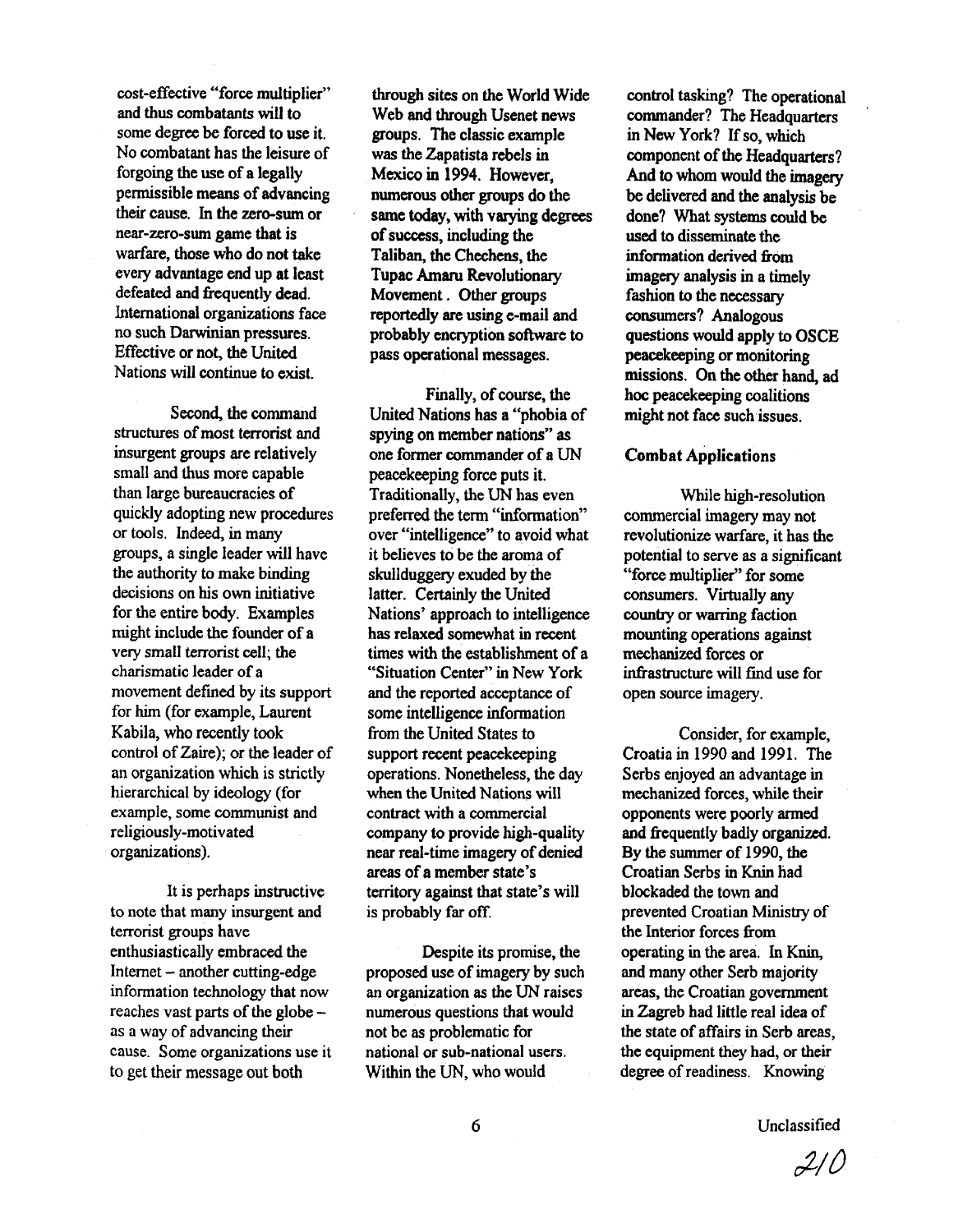cost-effective "force multiplier" and thus combatants will to some degree be forced to use it. No combatant has the leisure of forgoing the use of a legally permissible means of advancing their cause. In the zero-sum or near-zero-sum game that is warfare, those who do not take every advantage end up at least defeated and frequently dead. International organizations face no such Darwinian pressures. Effective or not, the United Nations will continue to exist.

Second, the command structures of most terrorist and insurgent groups are relatively small and thus more capable than large bureaucracies of quickly adopting new procedures or tools. Indeed, in many groups, a single leader will have the authority to make binding decisions on his own initiative for the entire body. Examples might include the founder of a very small terrorist cell; the charismatic leader of a movement defined by its support for him (for example, Laurent Kabila, who recently took control of Zaire); or the leader of an organization which is strictly hierarchical by ideology (for example, some communist and religiously-motivated organizations).

It is perhaps instructive to note that many insurgent and terrorist groups have enthusiastically embraced the Internet – another cutting-edge information technology that now reaches vast parts of the globe – as a way of advancing their cause. Some organizations use it to get their message out both through sites on the World Wide Web and through Usenet news groups. The classic example was the Zapatista rebels in Mexico in 1994. However, numerous other groups do the same today, with varying degrees of success, including the Taliban, the Chechens, the Tupac Amaru Revolutionary Movement. Other groups reportedly are using e-mail and probably encryption software to pass operational messages.

Finally, of course, the United Nations has a "phobia of spying on member nations" as one former commander of a UN peacekeeping force puts it. Traditionally, the UN has even preferred the term "information" over "intelligence" to avoid what it believes to be the aroma of skullduggery exuded by the latter. Certainly the United Nations' approach to intelligence has relaxed somewhat in recent times with the establishment of a "Situation Center" in New York and the reported acceptance of some intelligence information from the United States to support recent peacekeeping operations. Nonetheless, the day when the United Nations will contract with a commercial company to provide high-quality near real-time imagery of denied areas of a member state's territory against that state's will is probably far off.

Despite its promise, the proposed use of imagery by such an organization as the UN raises numerous questions that would not be as problematic for national or sub-national users. Within the UN, who would control tasking? The operational commander? The Headquarters in New York? If so, which component of the Headquarters? And to whom would the imagery be delivered and the analysis be done? What systems could be used to disseminate the information derived from imagery analysis in a timely fashion to the necessary consumers? Analogous questions would apply to OSCE peacekeeping or monitoring missions. On the other hand, ad hoc peacekeeping coalitions might not face such issues.

### Combat Applications

While high-resolution commercial imagery may not revolutionize warfare, it has the potential to serve as a significant "force multiplier" for some consumers. Virtually any country or warring faction mounting operations against mechanized forces or infrastructure will find use for open source imagery.

Consider, for example, Croatia in 1990 and 1991. The Serbs enjoyed an advantage in mechanized forces, while their opponents were poorly armed and frequently badly organized. By the summer of 1990, the Croatian Serbs in Knin had blockaded the town and prevented Croatian Ministry of the Interior forces from operating in the area. In Knin, and many other Serb majority areas, the Croatian government in Zagreb had little real idea of the state of affairs in Serb areas, the equipment they had, or their degree of readiness. Knowing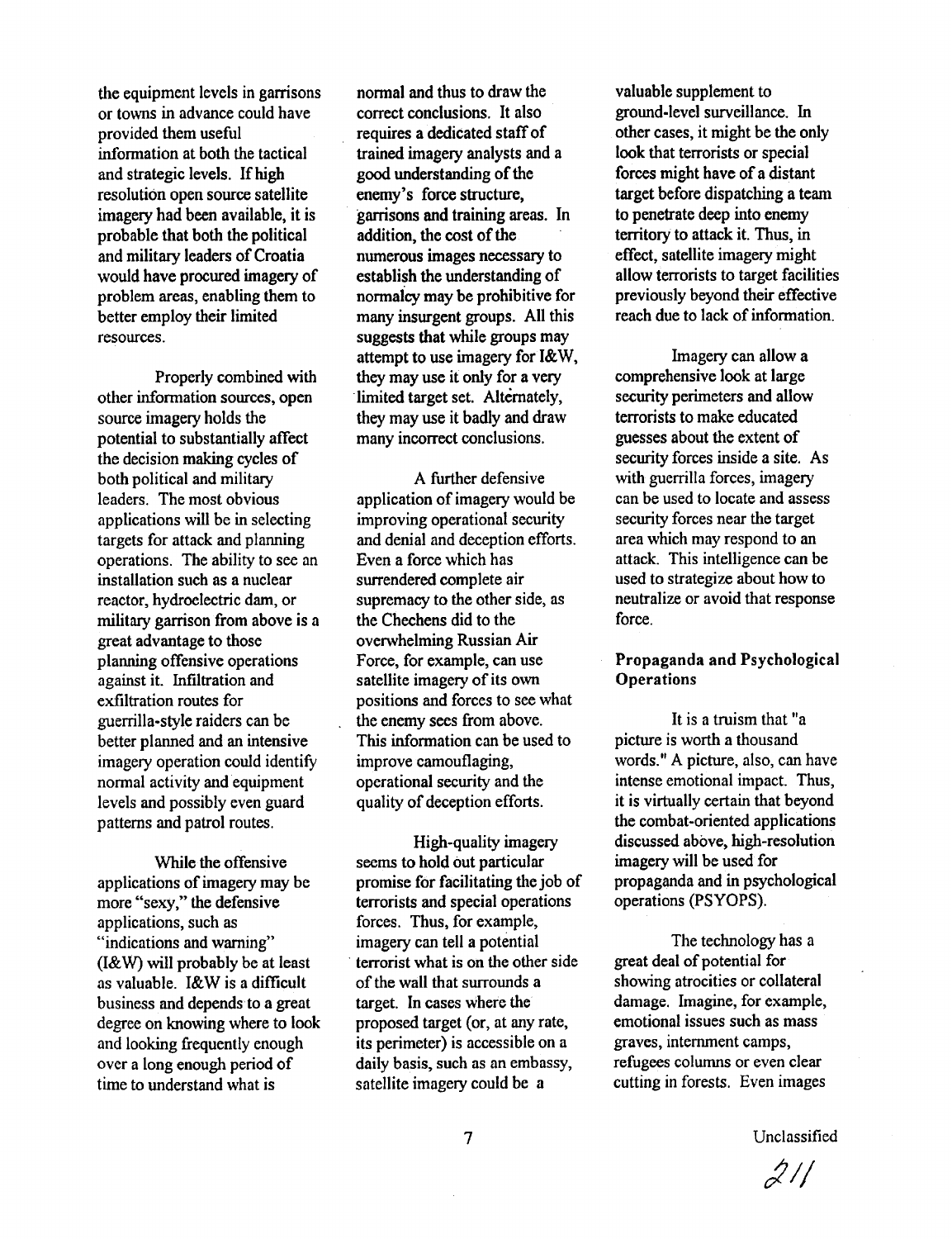the equipment levels in garrisons or towns in advance could have provided them useful information at both the tactical and strategic levels. If high resolution open source satellite imagery had been available, it is probable that both the political and military leaders of Croatia would have procured imagery of problem areas, enabling them to better employ their limited resources.

Properly combined with other information sources, open source imagery holds the potential to substantially affect the decision making cycles of both political and military leaders. The most obvious applications will be in selecting targets for attack and planning operations. The ability to see an installation such as a nuclear reactor, hydroelectric dam, or military garrison from above is a great advantage to those planning offensive operations against it. Infiltration and exfiltration routes for guerrilla-style raiders can be better planned and an intensive imagery operation could identify normal activity and equipment levels and possibly even guard patterns and patrol routes.

While the offensive applications of imagery may be more "sexy," the defensive applications, such as "indications and warning" (I&W) will probably be at least as valuable. I&W is a difficult business and depends to a great degree on knowing where to look and looking frequently enough over a long enough period of time to understand what is normal and thus to draw the correct conclusions. It also requires a dedicated staff of trained imagery analysts and a good understanding of the enemy's force structure, garrisons and training areas. In addition, the cost of the numerous images necessary to establish the understanding of normalcy may be prohibitive for many insurgent groups. All this suggests that while groups may attempt to use imagery for I&W, they may use it only for a very limited target set. Alternately, they may use it badly and draw many incorrect conclusions.

A further defensive application of imagery would be improving operational security and denial and deception efforts. Even a force which has surrendered complete air supremacy to the other side, as the Chechens did to the overwhelming Russian Air Force, for example, can use satellite imagery of its own positions and forces to see what the enemy sees from above. This information can be used to improve camouflaging, operational security and the quality of deception efforts.

High-quality imagery seems to hold out particular promise for facilitating the job of terrorists and special operations forces. Thus, for example, imagery can tell a potential terrorist what is on the other side of the wall that surrounds a target. In cases where the proposed target (or, at any rate, its perimeter) is accessible on a daily basis, such as an embassy, satellite imagery could be a valuable supplement to ground-level surveillance. In other cases, it might be the only look that terrorists or special forces might have of a distant target before dispatching a team to penetrate deep into enemy territory to attack it. Thus, in effect, satellite imagery might allow terrorists to target facilities previously beyond their effective reach due to lack of information.

Imagery can allow a comprehensive look at large security perimeters and allow terrorists to make educated guesses about the extent of security forces inside a site. As with guerrilla forces, imagery can be used to locate and assess security forces near the target area which may respond to an attack. This intelligence can be used to strategize about how to neutralize or avoid that response force.

### Propaganda and Psychological Operations

It is a truism that "a picture is worth a thousand words." A picture, also, can have intense emotional impact. Thus, it is virtually certain that beyond the combat-oriented applications discussed above, high-resolution imagery will be used for propaganda and in psychological operations (PSYOPS).

The technology has a great deal of potential for showing atrocities or collateral damage. Imagine, for example, emotional issues such as mass graves, internment camps, refugees columns or even clear cutting in forests. Even images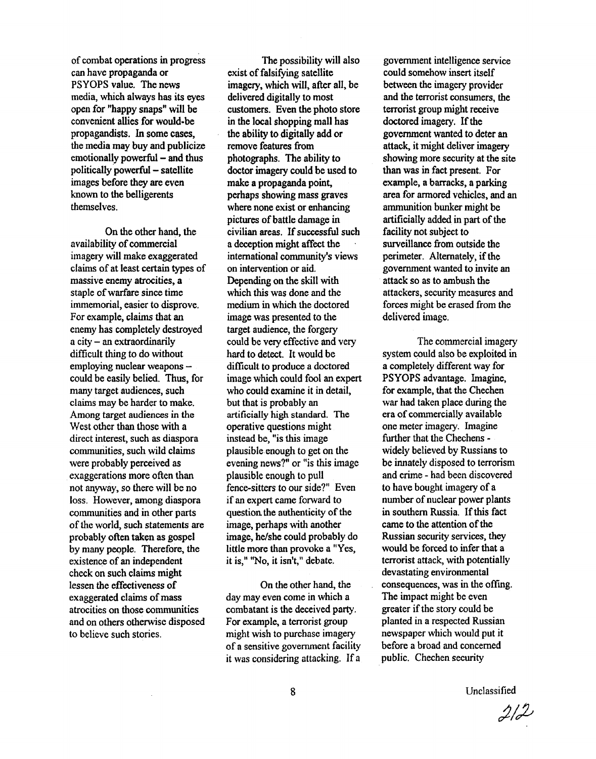of combat operations in progress can have propaganda or PSYOPS value. The news media, which always has its eyes open for "happy snaps" will be convenient allies for would-be propagandists. In some cases, the media may buy and publicize emotionally powerful – and thus politically powerful – satellite images before they are even known to the belligerents themselves.

On the other hand, the availability of commercial imagery will make exaggerated claims of at least certain types of massive enemy atrocities, a staple of warfare since time immemorial, easier to disprove. For example, claims that an enemy has completely destroyed a city – an extraordinarily difficult thing to do without employing nuclear weapons – could be easily belied. Thus, for many target audiences, such claims may be harder to make. Among target audiences in the West other than those with a direct interest, such as diaspora communities, such wild claims were probably perceived as exaggerations more often than not anyway, so there will be no loss. However, among diaspora communities and in other parts of the world, such statements are probably often taken as gospel by many people. Therefore, the existence of an independent check on such claims might lessen the effectiveness of exaggerated claims of mass atrocities on those communities and on others otherwise disposed to believe such stories.

The possibility will also exist of falsifying satellite imagery, which will, after all, be delivered digitally to most customers. Even the photo store in the local shopping mall has the ability to digitally add or remove features from photographs. The ability to doctor imagery could be used to make a propaganda point, perhaps showing mass graves where none exist or enhancing pictures of battle damage in civilian areas. If successful such a deception might affect the international community's views on intervention or aid. Depending on the skill with which this was done and the medium in which the doctored image was presented to the target audience, the forgery could be very effective and very hard to detect. It would be difficult to produce a doctored image which could fool an expert who could examine it in detail, but that is probably an artificially high standard. The operative questions might instead be, "is this image plausible enough to get on the evening news?" or "is this image plausible enough to pull fence-sitters to our side?" Even if an expert came forward to question the authenticity of the image, perhaps with another image, he/she could probably do little more than provoke a "Yes, it is," "No, it isn't," debate.

On the other hand, the day may even come in which a combatant is the deceived party. For example, a terrorist group might wish to purchase imagery of a sensitive government facility it was considering attacking. If a government intelligence service could somehow insert itself between the imagery provider and the terrorist consumers, the terrorist group might receive doctored imagery. If the government wanted to deter an attack, it might deliver imagery showing more security at the site than was in fact present. For example, a barracks, a parking area for armored vehicles, and an ammunition bunker might be artificially added in part of the facility not subject to surveillance from outside the perimeter. Alternately, if the government wanted to invite an attack so as to ambush the attackers, security measures and forces might be erased from the delivered image.

The commercial imagery system could also be exploited in a completely different way for PSYOPS advantage. Imagine, for example, that the Chechen war had taken place during the era of commercially available one meter imagery. Imagine further that the Chechens - widely believed by Russians to be innately disposed to terrorism and crime - had been discovered to have bought imagery of a number of nuclear power plants in southern Russia. If this fact came to the attention of the Russian security services, they would be forced to infer that a terrorist attack, with potentially devastating environmental consequences, was in the offing. The impact might be even greater if the story could be planted in a respected Russian newspaper which would put it before a broad and concerned public. Chechen security

Unclassified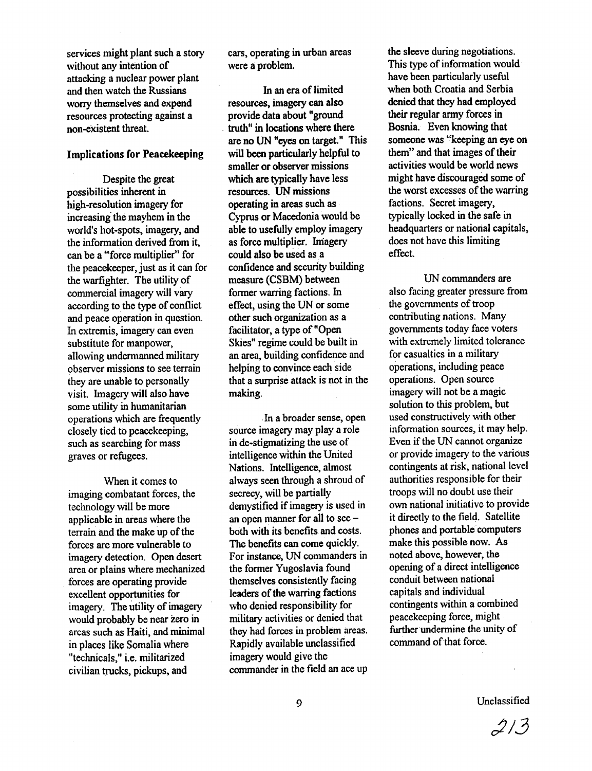services might plant such a story without any intention of attacking a nuclear power plant and then watch the Russians worry themselves and expend resources protecting against a non-existent threat.

**Implications for Peacekeeping**

Despite the great possibilities inherent in high-resolution imagery for increasing the mayhem in the world's hot-spots, imagery, and the information derived from it, can be a "force multiplier" for the peacekeeper, just as it can for the warfighter. The utility of commercial imagery will vary according to the type of conflict and peace operation in question. In extremis, imagery can even substitute for manpower, allowing undermanned military observer missions to see terrain they are unable to personally visit. Imagery will also have some utility in humanitarian operations which are frequently closely tied to peacekeeping, such as searching for mass graves or refugees.

When it comes to imaging combatant forces, the technology will be more applicable in areas where the terrain and the make up of the forces are more vulnerable to imagery detection. Open desert area or plains where mechanized forces are operating provide excellent opportunities for imagery. The utility of imagery would probably be near zero in areas such as Haiti, and minimal in places like Somalia where "technicals," i.e. militarized civilian trucks, pickups, and cars, operating in urban areas were a problem.

In an era of limited resources, imagery can also provide data about "ground truth" in locations where there are no UN "eyes on target." This will been particularly helpful to smaller or observer missions which are typically have less resources. UN missions operating in areas such as Cyprus or Macedonia would be able to usefully employ imagery as force multiplier. Imagery could also be used as a confidence and security building measure (CSBM) between former warring factions. In effect, using the UN or some other such organization as a facilitator, a type of "Open Skies" regime could be built in an area, building confidence and helping to convince each side that a surprise attack is not in the making.

In a broader sense, open source imagery may play a role in de-stigmatizing the use of intelligence within the United Nations. Intelligence, almost always seen through a shroud of secrecy, will be partially demystified if imagery is used in an open manner for all to see – both with its benefits and costs. The benefits can come quickly. For instance, UN commanders in the former Yugoslavia found themselves consistently facing leaders of the warring factions who denied responsibility for military activities or denied that they had forces in problem areas. Rapidly available unclassified imagery would give the commander in the field an ace up the sleeve during negotiations. This type of information would have been particularly useful when both Croatia and Serbia denied that they had employed their regular army forces in Bosnia. Even knowing that someone was "keeping an eye on them" and that images of their activities would be world news might have discouraged some of the worst excesses of the warring factions. Secret imagery, typically locked in the safe in headquarters or national capitals, does not have this limiting effect.

UN commanders are also facing greater pressure from the governments of troop contributing nations. Many governments today face voters with extremely limited tolerance for casualties in a military operations, including peace operations. Open source imagery will not be a magic solution to this problem, but used constructively with other information sources, it may help. Even if the UN cannot organize or provide imagery to the various contingents at risk, national level authorities responsible for their troops will no doubt use their own national initiative to provide it directly to the field. Satellite phones and portable computers make this possible now. As noted above, however, the opening of a direct intelligence conduit between national capitals and individual contingents within a combined peacekeeping force, might further undermine the unity of command of that force.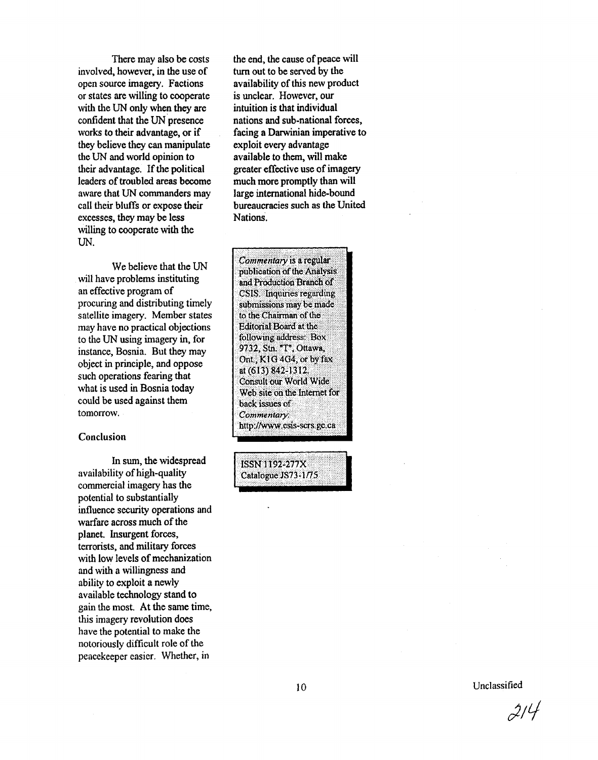There may also be costs involved, however, in the use of open source imagery. Factions or states are willing to cooperate with the UN only when they are confident that the UN presence works to their advantage, or if they believe they can manipulate the UN and world opinion to their advantage. If the political leaders of troubled areas become aware that UN commanders may call their bluffs or expose their excesses, they may be less willing to cooperate with the UN.

We believe that the UN will have problems instituting an effective program of procuring and distributing timely satellite imagery. Member states may have no practical objections to the UN using imagery in, for instance, Bosnia. But they may object in principle, and oppose such operations fearing that what is used in Bosnia today could be used against them tomorrow.

### Conclusion

In sum, the widespread availability of high-quality commercial imagery has the potential to substantially influence security operations and warfare across much of the planet. Insurgent forces, terrorists, and military forces with low levels of mechanization and with a willingness and ability to exploit a newly available technology stand to gain the most. At the same time, this imagery revolution does have the potential to make the notoriously difficult role of the peacekeeper easier. Whether, in the end, the cause of peace will turn out to be served by the availability of this new product is unclear. However, our intuition is that individual nations and sub-national forces, facing a Darwinian imperative to exploit every advantage available to them, will make greater effective use of imagery much more promptly than will large international hide-bound bureaucracies such as the United Nations.

*Commentary* is a regular publication of the Analysis and Production Branch of CSIS. Inquiries regarding submissions may be made to the Chairman of the Editorial Board at the following address: Box 9732, Stn. "T", Ottawa, Ont., K1G 4G4, or by fax at (613) 842-1312. Consult our World Wide Web site on the Internet for back issues of *Commentary*: http://www.csis-scrs.gc.ca

ISSN 1192-277X
Catalogue JS73-1/75

Unclassified

214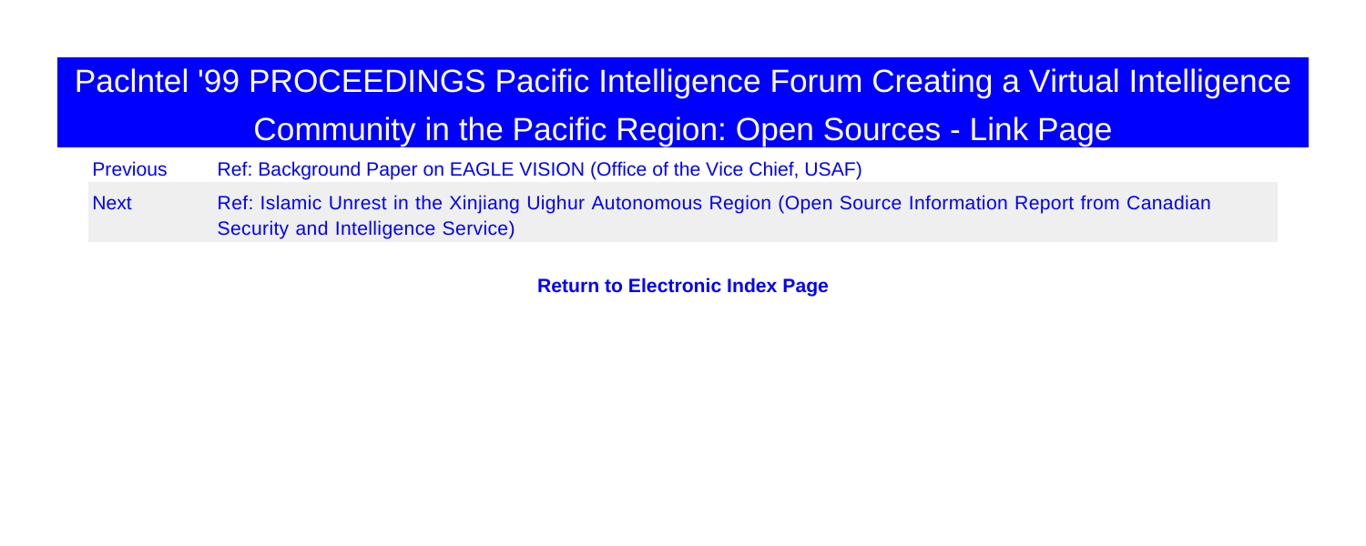# PacIntel '99 PROCEEDINGS Pacific Intelligence Forum Creating a Virtual Intelligence Community in the Pacific Region: Open Sources - Link Page

| | |
|---|---|
| Previous | Ref: Background Paper on EAGLE VISION (Office of the Vice Chief, USAF) |
| Next | Ref: Islamic Unrest in the Xinjiang Uighur Autonomous Region (Open Source Information Report from Canadian Security and Intelligence Service) |

**Return to Electronic Index Page**